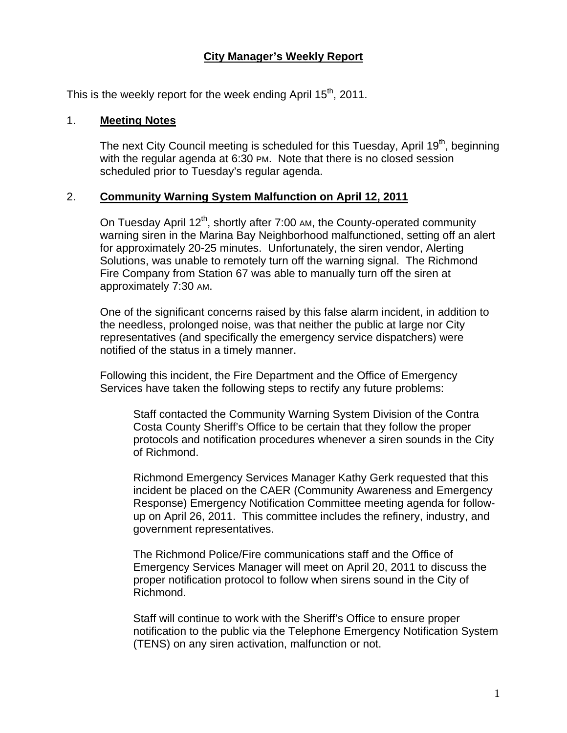# City Manager's Weekly Report

This is the weekly report for the week ending April 15th, 2011.

## 1. Meeting Notes

The next City Council meeting is scheduled for this Tuesday, April 19th, beginning with the regular agenda at 6:30 PM. Note that there is no closed session scheduled prior to Tuesday's regular agenda.

## 2. Community Warning System Malfunction on April 12, 2011

On Tuesday April 12th, shortly after 7:00 AM, the County-operated community warning siren in the Marina Bay Neighborhood malfunctioned, setting off an alert for approximately 20-25 minutes. Unfortunately, the siren vendor, Alerting Solutions, was unable to remotely turn off the warning signal. The Richmond Fire Company from Station 67 was able to manually turn off the siren at approximately 7:30 AM.

One of the significant concerns raised by this false alarm incident, in addition to the needless, prolonged noise, was that neither the public at large nor City representatives (and specifically the emergency service dispatchers) were notified of the status in a timely manner.

Following this incident, the Fire Department and the Office of Emergency Services have taken the following steps to rectify any future problems:

Staff contacted the Community Warning System Division of the Contra Costa County Sheriff's Office to be certain that they follow the proper protocols and notification procedures whenever a siren sounds in the City of Richmond.

Richmond Emergency Services Manager Kathy Gerk requested that this incident be placed on the CAER (Community Awareness and Emergency Response) Emergency Notification Committee meeting agenda for follow-up on April 26, 2011. This committee includes the refinery, industry, and government representatives.

The Richmond Police/Fire communications staff and the Office of Emergency Services Manager will meet on April 20, 2011 to discuss the proper notification protocol to follow when sirens sound in the City of Richmond.

Staff will continue to work with the Sheriff's Office to ensure proper notification to the public via the Telephone Emergency Notification System (TENS) on any siren activation, malfunction or not.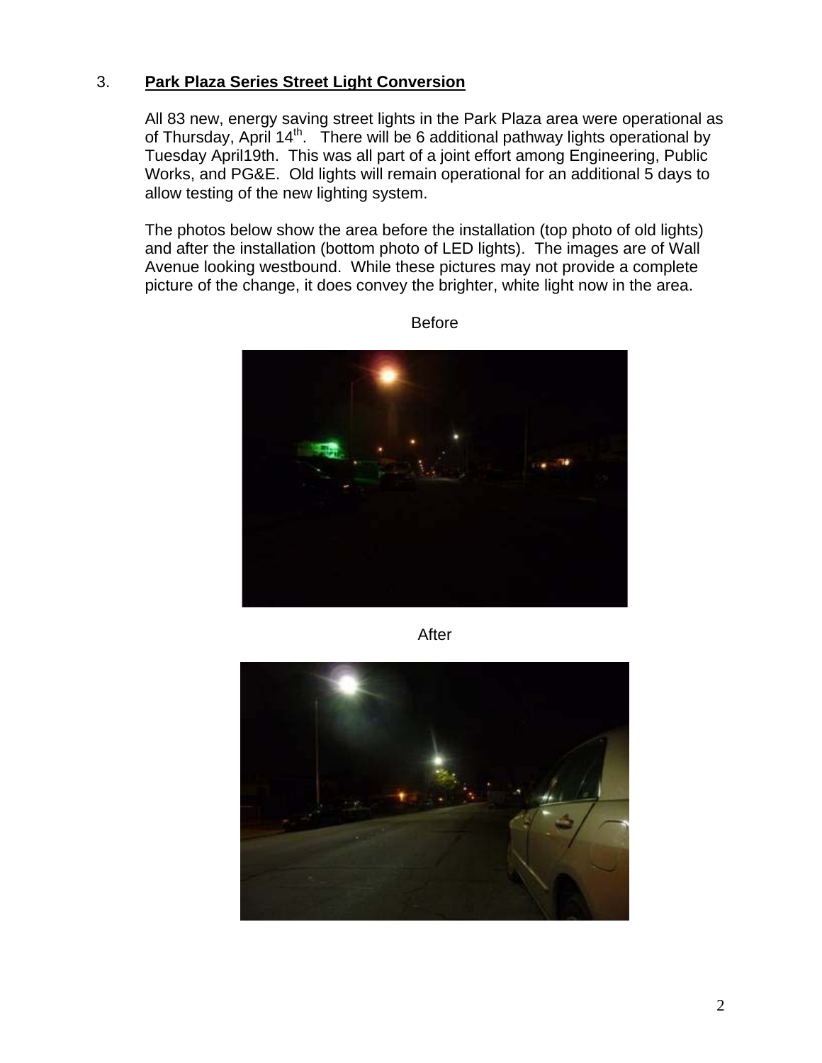3. **Park Plaza Series Street Light Conversion**

All 83 new, energy saving street lights in the Park Plaza area were operational as of Thursday, April 14th. There will be 6 additional pathway lights operational by Tuesday April19th. This was all part of a joint effort among Engineering, Public Works, and PG&E. Old lights will remain operational for an additional 5 days to allow testing of the new lighting system.

The photos below show the area before the installation (top photo of old lights) and after the installation (bottom photo of LED lights). The images are of Wall Avenue looking westbound. While these pictures may not provide a complete picture of the change, it does convey the brighter, white light now in the area.

Before

After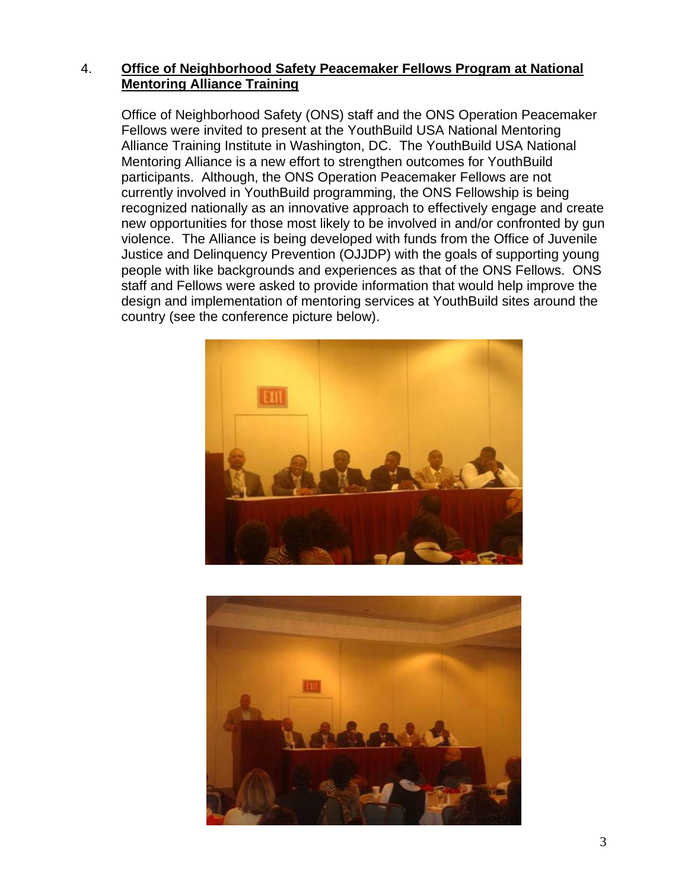4. **Office of Neighborhood Safety Peacemaker Fellows Program at National Mentoring Alliance Training**

Office of Neighborhood Safety (ONS) staff and the ONS Operation Peacemaker Fellows were invited to present at the YouthBuild USA National Mentoring Alliance Training Institute in Washington, DC. The YouthBuild USA National Mentoring Alliance is a new effort to strengthen outcomes for YouthBuild participants. Although, the ONS Operation Peacemaker Fellows are not currently involved in YouthBuild programming, the ONS Fellowship is being recognized nationally as an innovative approach to effectively engage and create new opportunities for those most likely to be involved in and/or confronted by gun violence. The Alliance is being developed with funds from the Office of Juvenile Justice and Delinquency Prevention (OJJDP) with the goals of supporting young people with like backgrounds and experiences as that of the ONS Fellows. ONS staff and Fellows were asked to provide information that would help improve the design and implementation of mentoring services at YouthBuild sites around the country (see the conference picture below).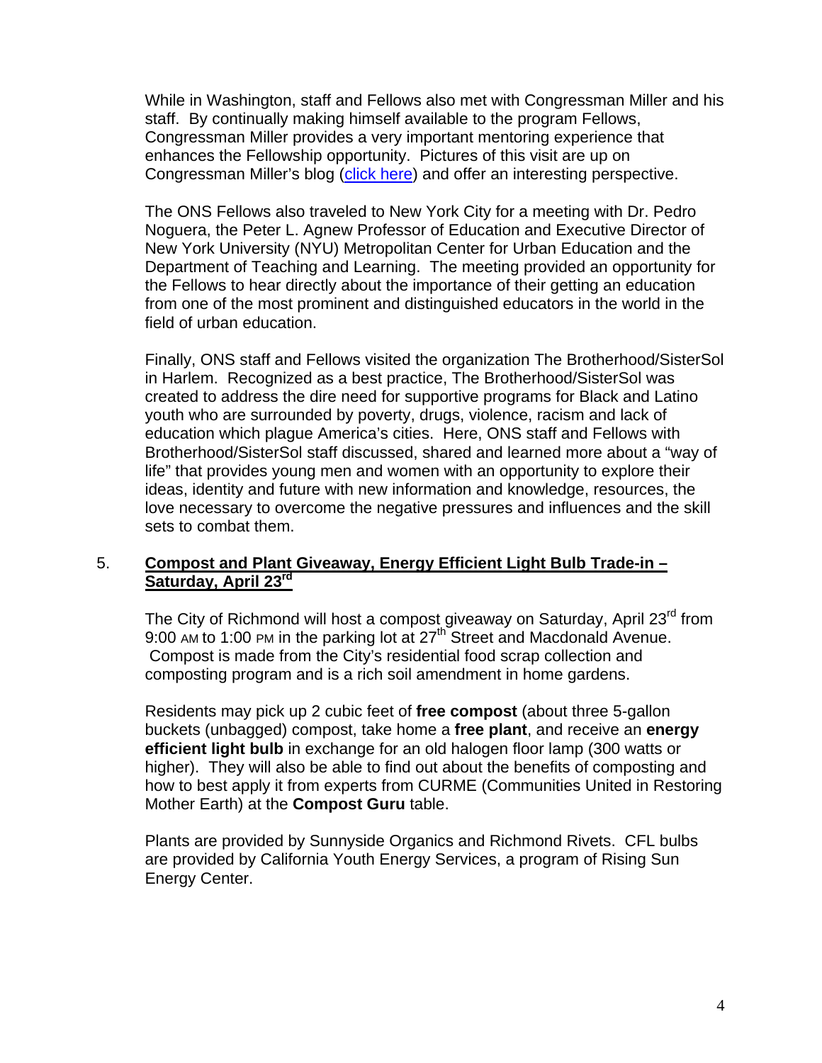While in Washington, staff and Fellows also met with Congressman Miller and his staff. By continually making himself available to the program Fellows, Congressman Miller provides a very important mentoring experience that enhances the Fellowship opportunity. Pictures of this visit are up on Congressman Miller's blog (click here) and offer an interesting perspective.

The ONS Fellows also traveled to New York City for a meeting with Dr. Pedro Noguera, the Peter L. Agnew Professor of Education and Executive Director of New York University (NYU) Metropolitan Center for Urban Education and the Department of Teaching and Learning. The meeting provided an opportunity for the Fellows to hear directly about the importance of their getting an education from one of the most prominent and distinguished educators in the world in the field of urban education.

Finally, ONS staff and Fellows visited the organization The Brotherhood/SisterSol in Harlem. Recognized as a best practice, The Brotherhood/SisterSol was created to address the dire need for supportive programs for Black and Latino youth who are surrounded by poverty, drugs, violence, racism and lack of education which plague America's cities. Here, ONS staff and Fellows with Brotherhood/SisterSol staff discussed, shared and learned more about a "way of life" that provides young men and women with an opportunity to explore their ideas, identity and future with new information and knowledge, resources, the love necessary to overcome the negative pressures and influences and the skill sets to combat them.

5. **Compost and Plant Giveaway, Energy Efficient Light Bulb Trade-in – Saturday, April 23rd**

The City of Richmond will host a compost giveaway on Saturday, April 23rd from 9:00 AM to 1:00 PM in the parking lot at 27th Street and Macdonald Avenue. Compost is made from the City's residential food scrap collection and composting program and is a rich soil amendment in home gardens.

Residents may pick up 2 cubic feet of **free compost** (about three 5-gallon buckets (unbagged) compost, take home a **free plant**, and receive an **energy efficient light bulb** in exchange for an old halogen floor lamp (300 watts or higher). They will also be able to find out about the benefits of composting and how to best apply it from experts from CURME (Communities United in Restoring Mother Earth) at the **Compost Guru** table.

Plants are provided by Sunnyside Organics and Richmond Rivets. CFL bulbs are provided by California Youth Energy Services, a program of Rising Sun Energy Center.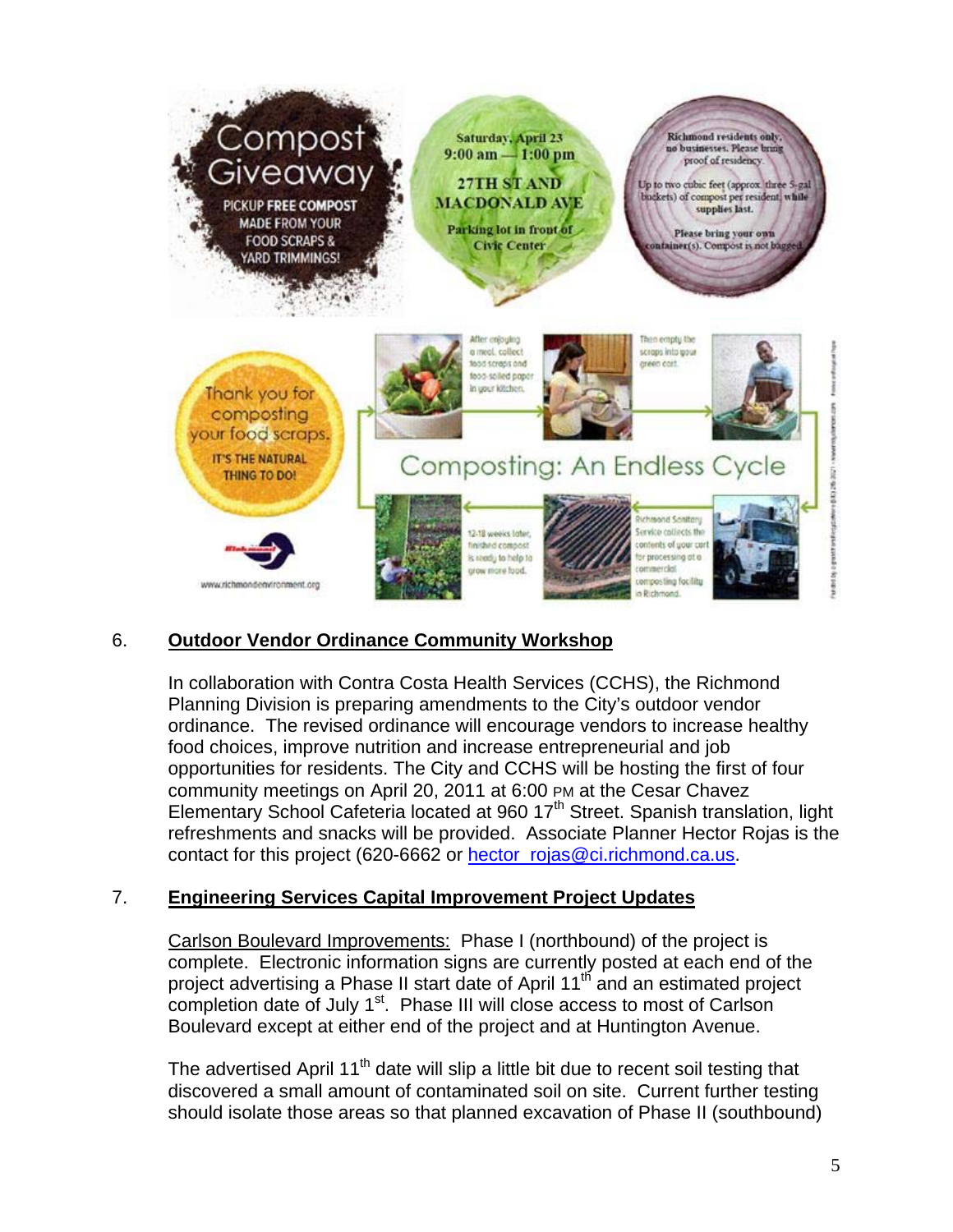Compost Giveaway

PICKUP FREE COMPOST MADE FROM YOUR FOOD SCRAPS & YARD TRIMMINGS!

Saturday, April 23
9:00 am — 1:00 pm

27TH ST AND MACDONALD AVE

Parking lot in front of Civic Center

Richmond residents only, no businesses. Please bring proof of residency.

Up to two cubic feet (approx. three 5-gal buckets) of compost per resident, while supplies last.

Please bring your own container(s). Compost is not bagged.

Thank you for composting your food scraps.

IT'S THE NATURAL THING TO DO!

www.richmondenvironment.org

Composting: An Endless Cycle

After enjoying a meal, collect food scraps and food-soiled paper in your kitchen.

Then empty the scraps into your green cart.

Richmond Sanitary Service collects the contents of your cart for processing at a commercial composting facility in Richmond.

12-18 weeks later, finished compost is ready to help to grow more food.

6. **Outdoor Vendor Ordinance Community Workshop**

In collaboration with Contra Costa Health Services (CCHS), the Richmond Planning Division is preparing amendments to the City's outdoor vendor ordinance. The revised ordinance will encourage vendors to increase healthy food choices, improve nutrition and increase entrepreneurial and job opportunities for residents. The City and CCHS will be hosting the first of four community meetings on April 20, 2011 at 6:00 PM at the Cesar Chavez Elementary School Cafeteria located at 960 17th Street. Spanish translation, light refreshments and snacks will be provided. Associate Planner Hector Rojas is the contact for this project (620-6662 or hector_rojas@ci.richmond.ca.us.

7. **Engineering Services Capital Improvement Project Updates**

Carlson Boulevard Improvements: Phase I (northbound) of the project is complete. Electronic information signs are currently posted at each end of the project advertising a Phase II start date of April 11th and an estimated project completion date of July 1st. Phase III will close access to most of Carlson Boulevard except at either end of the project and at Huntington Avenue.

The advertised April 11th date will slip a little bit due to recent soil testing that discovered a small amount of contaminated soil on site. Current further testing should isolate those areas so that planned excavation of Phase II (southbound)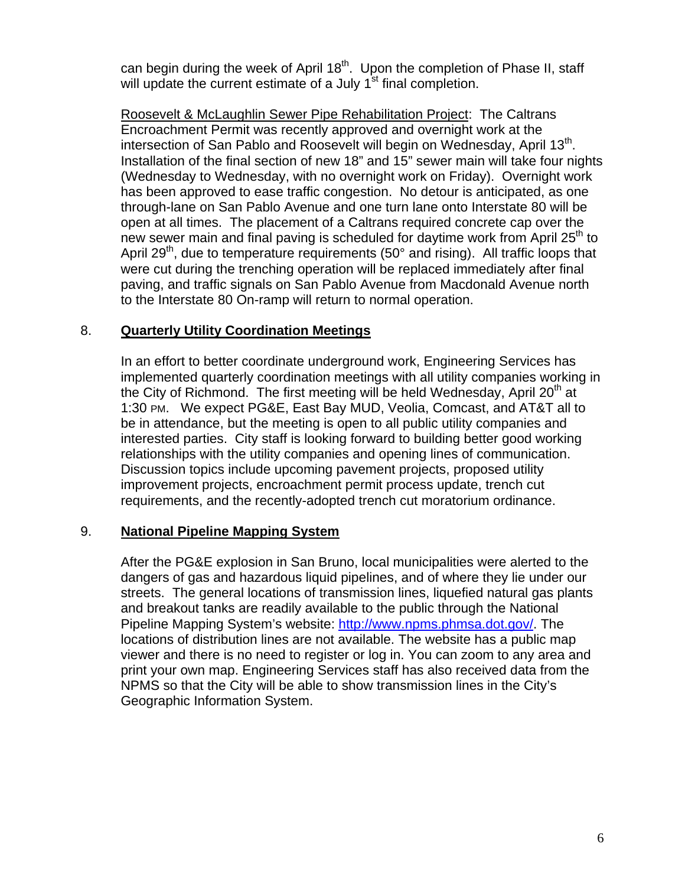can begin during the week of April 18th. Upon the completion of Phase II, staff will update the current estimate of a July 1st final completion.

Roosevelt & McLaughlin Sewer Pipe Rehabilitation Project: The Caltrans Encroachment Permit was recently approved and overnight work at the intersection of San Pablo and Roosevelt will begin on Wednesday, April 13th. Installation of the final section of new 18" and 15" sewer main will take four nights (Wednesday to Wednesday, with no overnight work on Friday). Overnight work has been approved to ease traffic congestion. No detour is anticipated, as one through-lane on San Pablo Avenue and one turn lane onto Interstate 80 will be open at all times. The placement of a Caltrans required concrete cap over the new sewer main and final paving is scheduled for daytime work from April 25th to April 29th, due to temperature requirements (50° and rising). All traffic loops that were cut during the trenching operation will be replaced immediately after final paving, and traffic signals on San Pablo Avenue from Macdonald Avenue north to the Interstate 80 On-ramp will return to normal operation.

8. **Quarterly Utility Coordination Meetings**

In an effort to better coordinate underground work, Engineering Services has implemented quarterly coordination meetings with all utility companies working in the City of Richmond. The first meeting will be held Wednesday, April 20th at 1:30 PM. We expect PG&E, East Bay MUD, Veolia, Comcast, and AT&T all to be in attendance, but the meeting is open to all public utility companies and interested parties. City staff is looking forward to building better good working relationships with the utility companies and opening lines of communication. Discussion topics include upcoming pavement projects, proposed utility improvement projects, encroachment permit process update, trench cut requirements, and the recently-adopted trench cut moratorium ordinance.

9. **National Pipeline Mapping System**

After the PG&E explosion in San Bruno, local municipalities were alerted to the dangers of gas and hazardous liquid pipelines, and of where they lie under our streets. The general locations of transmission lines, liquefied natural gas plants and breakout tanks are readily available to the public through the National Pipeline Mapping System's website: http://www.npms.phmsa.dot.gov/. The locations of distribution lines are not available. The website has a public map viewer and there is no need to register or log in. You can zoom to any area and print your own map. Engineering Services staff has also received data from the NPMS so that the City will be able to show transmission lines in the City's Geographic Information System.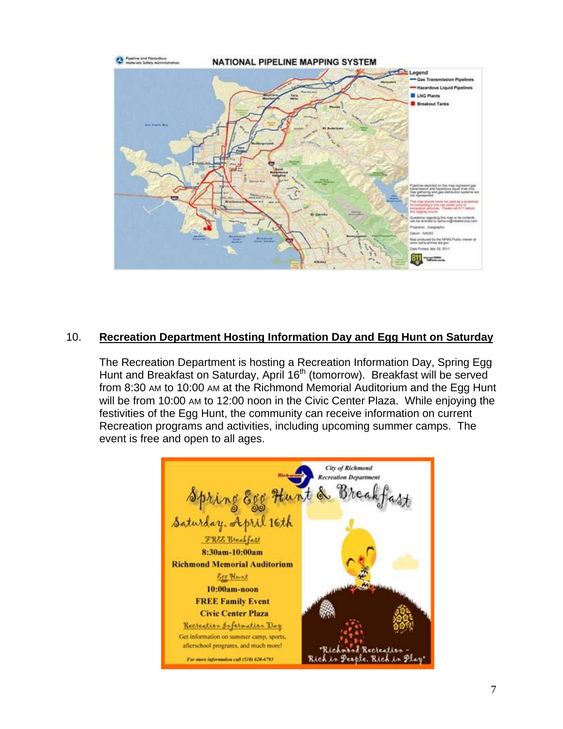10. **Recreation Department Hosting Information Day and Egg Hunt on Saturday**

The Recreation Department is hosting a Recreation Information Day, Spring Egg Hunt and Breakfast on Saturday, April 16th (tomorrow). Breakfast will be served from 8:30 AM to 10:00 AM at the Richmond Memorial Auditorium and the Egg Hunt will be from 10:00 AM to 12:00 noon in the Civic Center Plaza. While enjoying the festivities of the Egg Hunt, the community can receive information on current Recreation programs and activities, including upcoming summer camps. The event is free and open to all ages.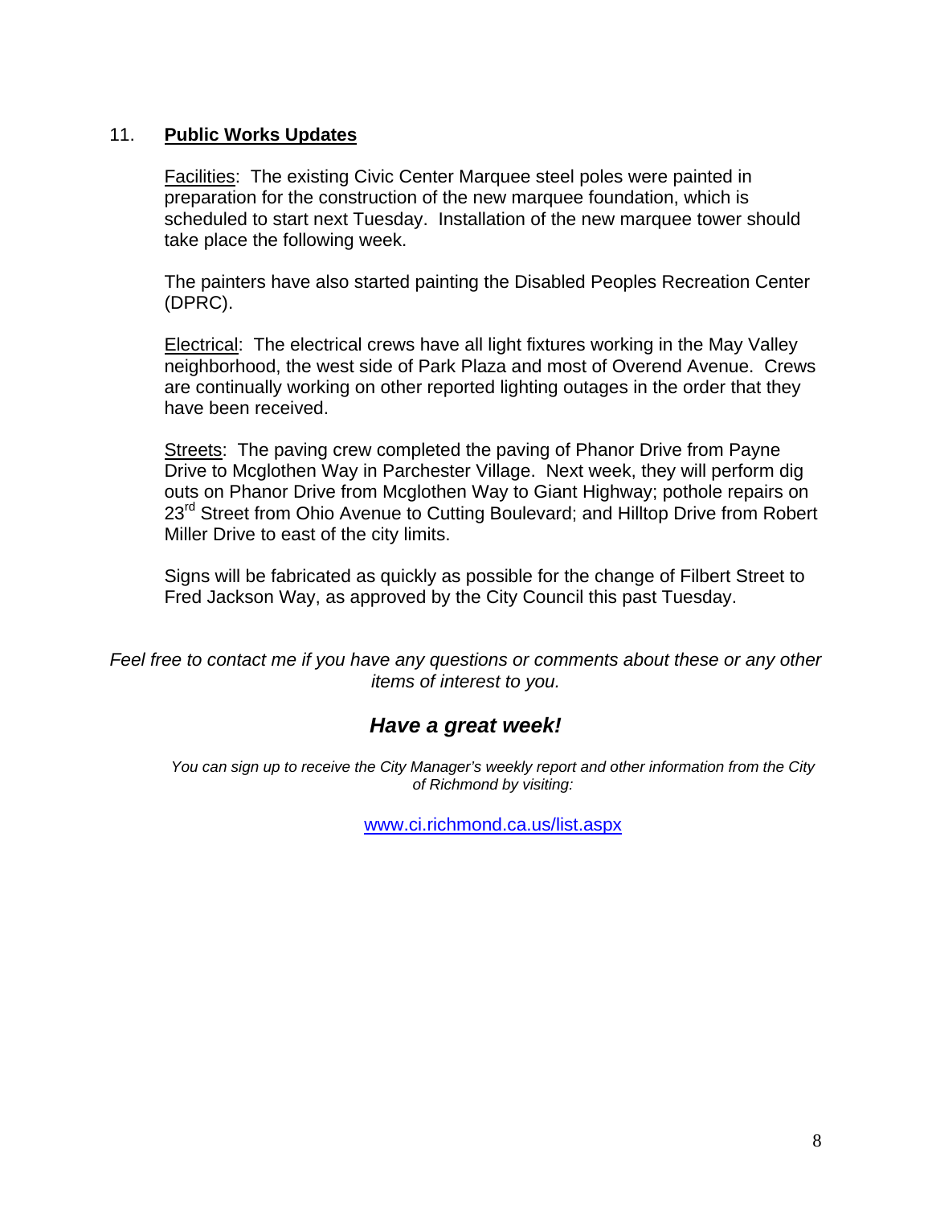11. **Public Works Updates**

Facilities: The existing Civic Center Marquee steel poles were painted in preparation for the construction of the new marquee foundation, which is scheduled to start next Tuesday. Installation of the new marquee tower should take place the following week.

The painters have also started painting the Disabled Peoples Recreation Center (DPRC).

Electrical: The electrical crews have all light fixtures working in the May Valley neighborhood, the west side of Park Plaza and most of Overend Avenue. Crews are continually working on other reported lighting outages in the order that they have been received.

Streets: The paving crew completed the paving of Phanor Drive from Payne Drive to Mcglothen Way in Parchester Village. Next week, they will perform dig outs on Phanor Drive from Mcglothen Way to Giant Highway; pothole repairs on 23rd Street from Ohio Avenue to Cutting Boulevard; and Hilltop Drive from Robert Miller Drive to east of the city limits.

Signs will be fabricated as quickly as possible for the change of Filbert Street to Fred Jackson Way, as approved by the City Council this past Tuesday.

*Feel free to contact me if you have any questions or comments about these or any other items of interest to you.*

***Have a great week!***

*You can sign up to receive the City Manager's weekly report and other information from the City of Richmond by visiting:*

www.ci.richmond.ca.us/list.aspx